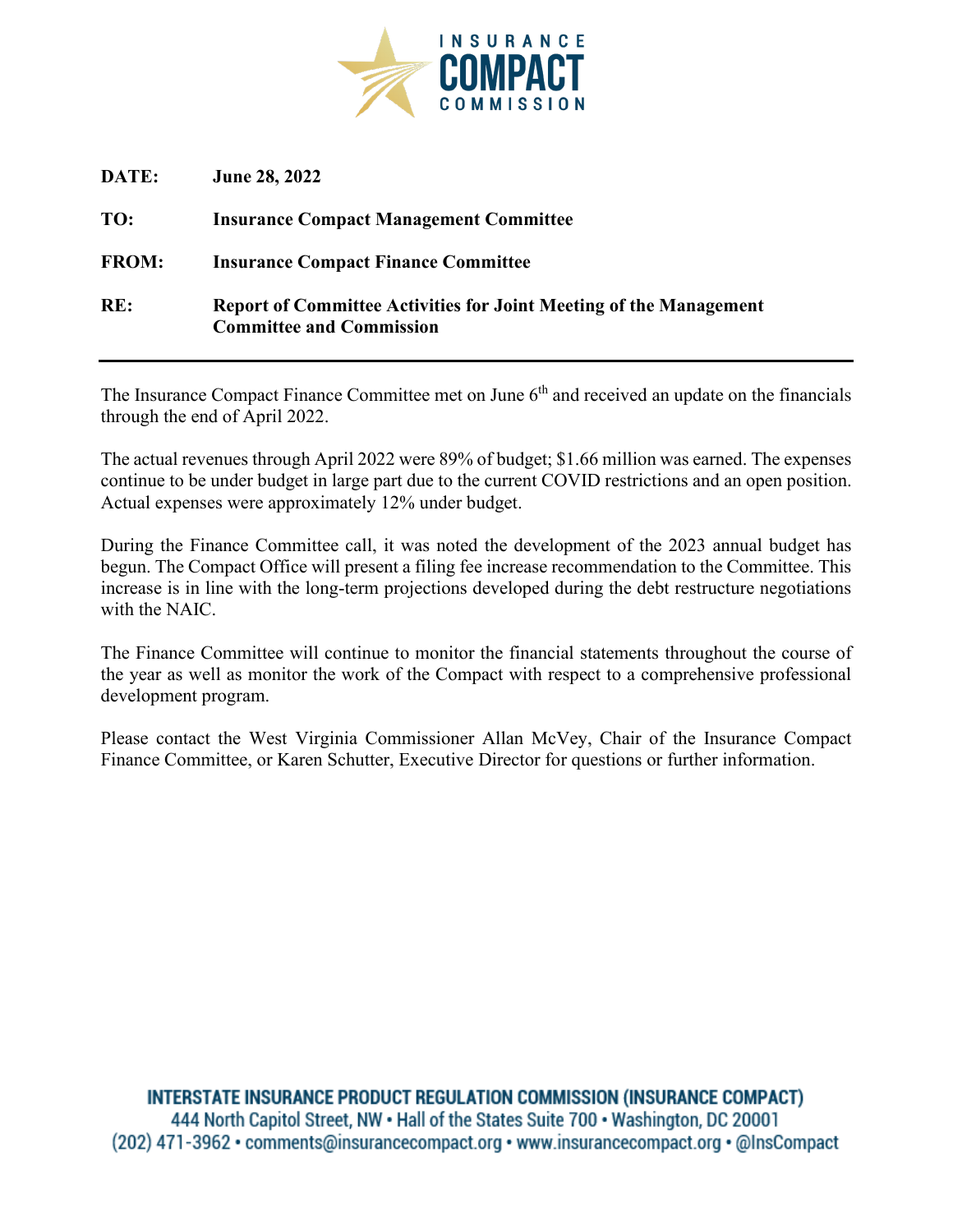**DATE:** **June 28, 2022**

**TO:** **Insurance Compact Management Committee**

**FROM:** **Insurance Compact Finance Committee**

**RE:** **Report of Committee Activities for Joint Meeting of the Management Committee and Commission**

---

The Insurance Compact Finance Committee met on June 6th and received an update on the financials through the end of April 2022.

The actual revenues through April 2022 were 89% of budget; $1.66 million was earned. The expenses continue to be under budget in large part due to the current COVID restrictions and an open position. Actual expenses were approximately 12% under budget.

During the Finance Committee call, it was noted the development of the 2023 annual budget has begun. The Compact Office will present a filing fee increase recommendation to the Committee. This increase is in line with the long-term projections developed during the debt restructure negotiations with the NAIC.

The Finance Committee will continue to monitor the financial statements throughout the course of the year as well as monitor the work of the Compact with respect to a comprehensive professional development program.

Please contact the West Virginia Commissioner Allan McVey, Chair of the Insurance Compact Finance Committee, or Karen Schutter, Executive Director for questions or further information.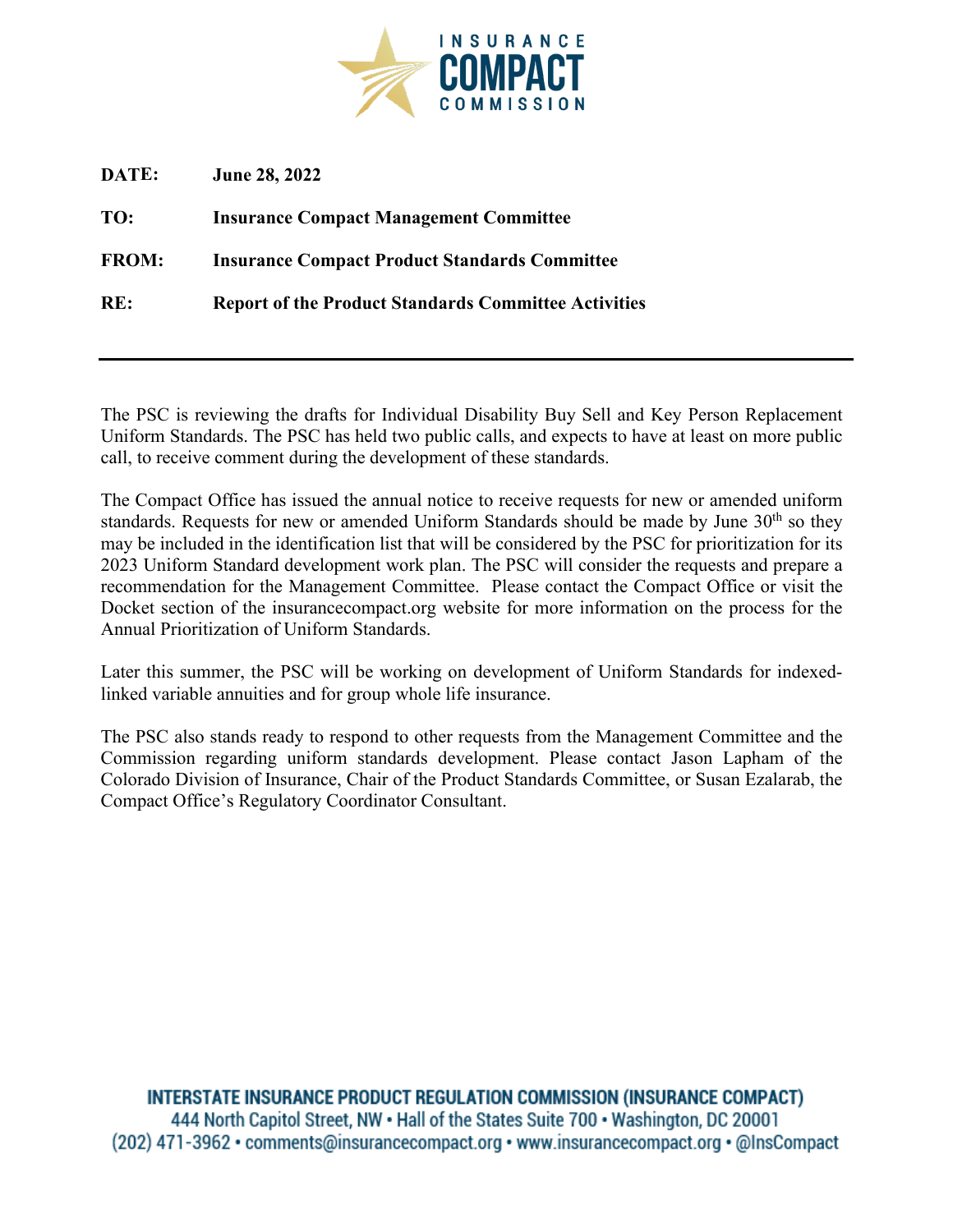**DATE:** **June 28, 2022**

**TO:** **Insurance Compact Management Committee**

**FROM:** **Insurance Compact Product Standards Committee**

**RE:** **Report of the Product Standards Committee Activities**

---

The PSC is reviewing the drafts for Individual Disability Buy Sell and Key Person Replacement Uniform Standards. The PSC has held two public calls, and expects to have at least on more public call, to receive comment during the development of these standards.

The Compact Office has issued the annual notice to receive requests for new or amended uniform standards. Requests for new or amended Uniform Standards should be made by June 30th so they may be included in the identification list that will be considered by the PSC for prioritization for its 2023 Uniform Standard development work plan. The PSC will consider the requests and prepare a recommendation for the Management Committee. Please contact the Compact Office or visit the Docket section of the insurancecompact.org website for more information on the process for the Annual Prioritization of Uniform Standards.

Later this summer, the PSC will be working on development of Uniform Standards for indexed-linked variable annuities and for group whole life insurance.

The PSC also stands ready to respond to other requests from the Management Committee and the Commission regarding uniform standards development. Please contact Jason Lapham of the Colorado Division of Insurance, Chair of the Product Standards Committee, or Susan Ezalarab, the Compact Office's Regulatory Coordinator Consultant.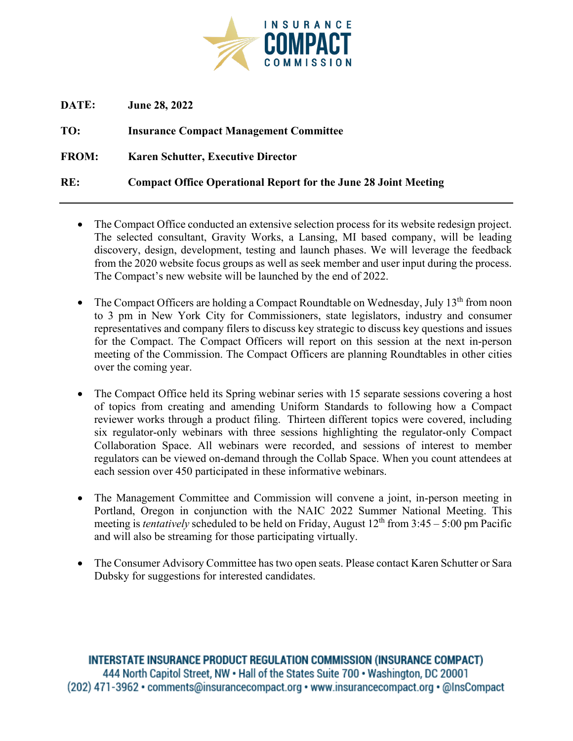**DATE:** **June 28, 2022**

**TO:** **Insurance Compact Management Committee**

**FROM:** **Karen Schutter, Executive Director**

**RE:** **Compact Office Operational Report for the June 28 Joint Meeting**

---

- The Compact Office conducted an extensive selection process for its website redesign project. The selected consultant, Gravity Works, a Lansing, MI based company, will be leading discovery, design, development, testing and launch phases. We will leverage the feedback from the 2020 website focus groups as well as seek member and user input during the process. The Compact's new website will be launched by the end of 2022.

- The Compact Officers are holding a Compact Roundtable on Wednesday, July 13th from noon to 3 pm in New York City for Commissioners, state legislators, industry and consumer representatives and company filers to discuss key strategic to discuss key questions and issues for the Compact. The Compact Officers will report on this session at the next in-person meeting of the Commission. The Compact Officers are planning Roundtables in other cities over the coming year.

- The Compact Office held its Spring webinar series with 15 separate sessions covering a host of topics from creating and amending Uniform Standards to following how a Compact reviewer works through a product filing. Thirteen different topics were covered, including six regulator-only webinars with three sessions highlighting the regulator-only Compact Collaboration Space. All webinars were recorded, and sessions of interest to member regulators can be viewed on-demand through the Collab Space. When you count attendees at each session over 450 participated in these informative webinars.

- The Management Committee and Commission will convene a joint, in-person meeting in Portland, Oregon in conjunction with the NAIC 2022 Summer National Meeting. This meeting is *tentatively* scheduled to be held on Friday, August 12th from 3:45 – 5:00 pm Pacific and will also be streaming for those participating virtually.

- The Consumer Advisory Committee has two open seats. Please contact Karen Schutter or Sara Dubsky for suggestions for interested candidates.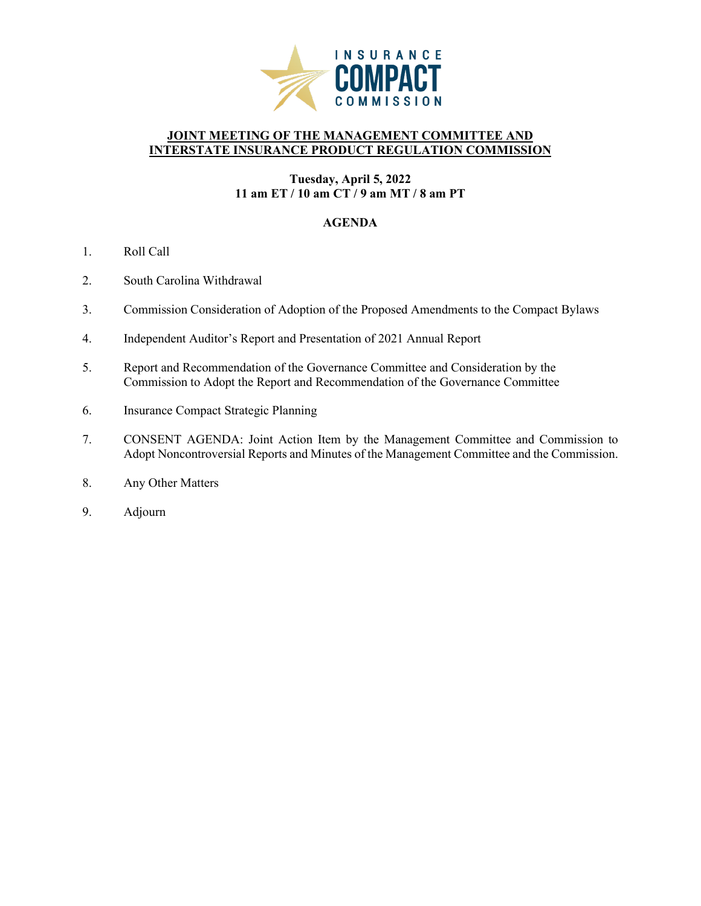# JOINT MEETING OF THE MANAGEMENT COMMITTEE AND INTERSTATE INSURANCE PRODUCT REGULATION COMMISSION

**Tuesday, April 5, 2022**
**11 am ET / 10 am CT / 9 am MT / 8 am PT**

## AGENDA

1. Roll Call
2. South Carolina Withdrawal
3. Commission Consideration of Adoption of the Proposed Amendments to the Compact Bylaws
4. Independent Auditor's Report and Presentation of 2021 Annual Report
5. Report and Recommendation of the Governance Committee and Consideration by the Commission to Adopt the Report and Recommendation of the Governance Committee
6. Insurance Compact Strategic Planning
7. CONSENT AGENDA: Joint Action Item by the Management Committee and Commission to Adopt Noncontroversial Reports and Minutes of the Management Committee and the Commission.
8. Any Other Matters
9. Adjourn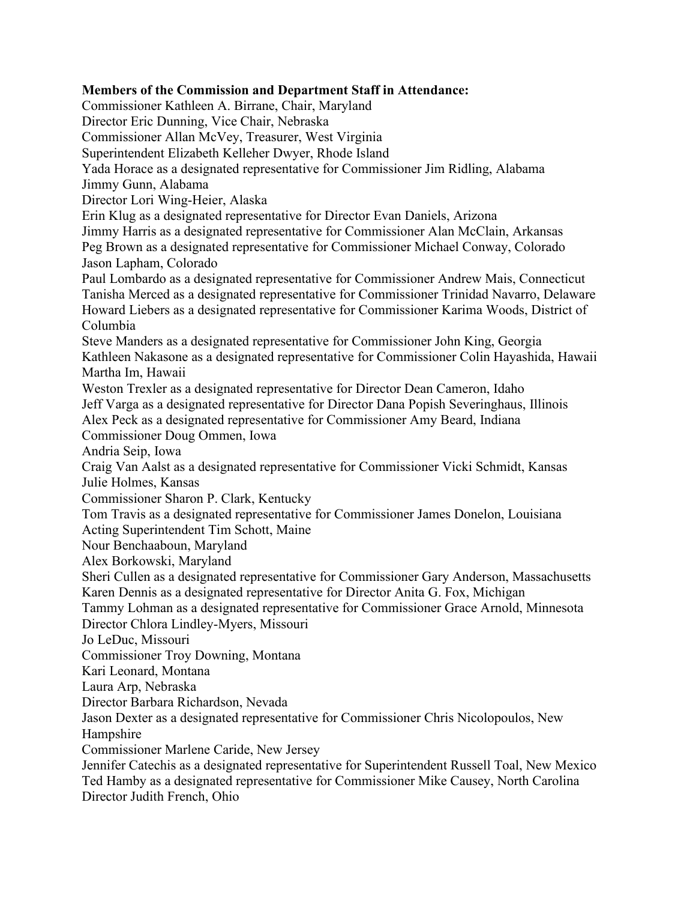**Members of the Commission and Department Staff in Attendance:**

Commissioner Kathleen A. Birrane, Chair, Maryland
Director Eric Dunning, Vice Chair, Nebraska
Commissioner Allan McVey, Treasurer, West Virginia
Superintendent Elizabeth Kelleher Dwyer, Rhode Island
Yada Horace as a designated representative for Commissioner Jim Ridling, Alabama
Jimmy Gunn, Alabama
Director Lori Wing-Heier, Alaska
Erin Klug as a designated representative for Director Evan Daniels, Arizona
Jimmy Harris as a designated representative for Commissioner Alan McClain, Arkansas
Peg Brown as a designated representative for Commissioner Michael Conway, Colorado
Jason Lapham, Colorado
Paul Lombardo as a designated representative for Commissioner Andrew Mais, Connecticut
Tanisha Merced as a designated representative for Commissioner Trinidad Navarro, Delaware
Howard Liebers as a designated representative for Commissioner Karima Woods, District of Columbia
Steve Manders as a designated representative for Commissioner John King, Georgia
Kathleen Nakasone as a designated representative for Commissioner Colin Hayashida, Hawaii
Martha Im, Hawaii
Weston Trexler as a designated representative for Director Dean Cameron, Idaho
Jeff Varga as a designated representative for Director Dana Popish Severinghaus, Illinois
Alex Peck as a designated representative for Commissioner Amy Beard, Indiana
Commissioner Doug Ommen, Iowa
Andria Seip, Iowa
Craig Van Aalst as a designated representative for Commissioner Vicki Schmidt, Kansas
Julie Holmes, Kansas
Commissioner Sharon P. Clark, Kentucky
Tom Travis as a designated representative for Commissioner James Donelon, Louisiana
Acting Superintendent Tim Schott, Maine
Nour Benchaaboun, Maryland
Alex Borkowski, Maryland
Sheri Cullen as a designated representative for Commissioner Gary Anderson, Massachusetts
Karen Dennis as a designated representative for Director Anita G. Fox, Michigan
Tammy Lohman as a designated representative for Commissioner Grace Arnold, Minnesota
Director Chlora Lindley-Myers, Missouri
Jo LeDuc, Missouri
Commissioner Troy Downing, Montana
Kari Leonard, Montana
Laura Arp, Nebraska
Director Barbara Richardson, Nevada
Jason Dexter as a designated representative for Commissioner Chris Nicolopoulos, New Hampshire
Commissioner Marlene Caride, New Jersey
Jennifer Catechis as a designated representative for Superintendent Russell Toal, New Mexico
Ted Hamby as a designated representative for Commissioner Mike Causey, North Carolina
Director Judith French, Ohio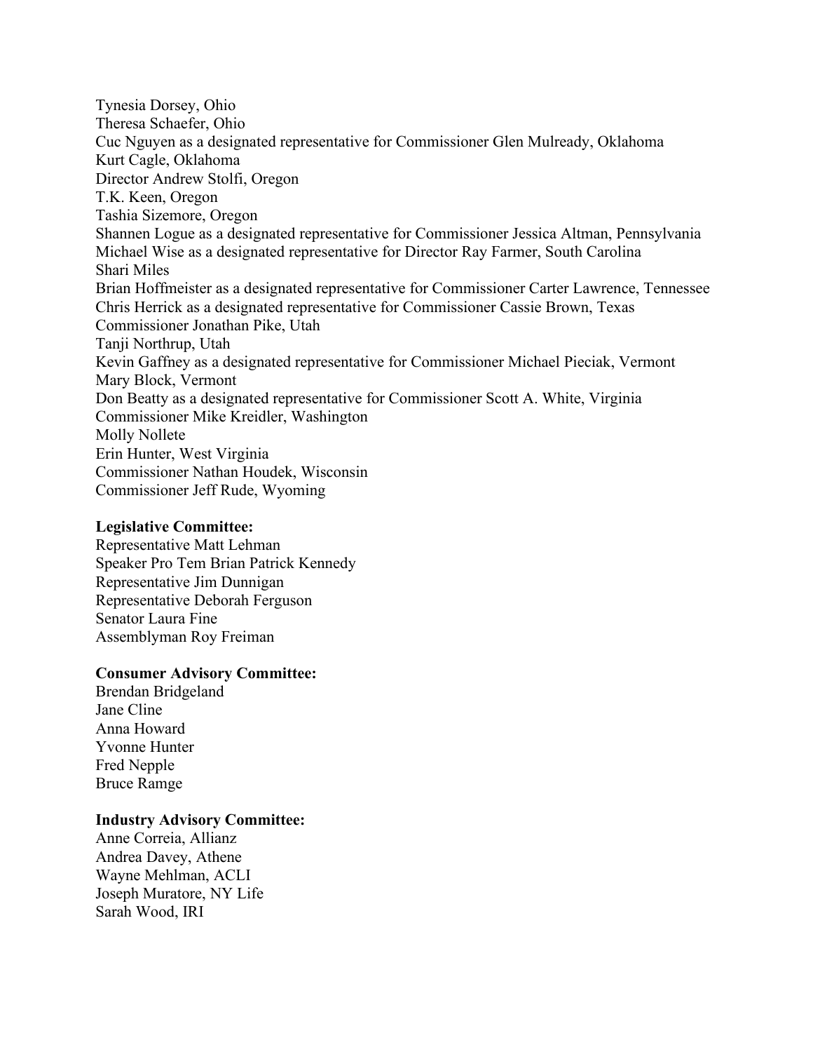Tynesia Dorsey, Ohio
Theresa Schaefer, Ohio
Cuc Nguyen as a designated representative for Commissioner Glen Mulready, Oklahoma
Kurt Cagle, Oklahoma
Director Andrew Stolfi, Oregon
T.K. Keen, Oregon
Tashia Sizemore, Oregon
Shannen Logue as a designated representative for Commissioner Jessica Altman, Pennsylvania
Michael Wise as a designated representative for Director Ray Farmer, South Carolina
Shari Miles
Brian Hoffmeister as a designated representative for Commissioner Carter Lawrence, Tennessee
Chris Herrick as a designated representative for Commissioner Cassie Brown, Texas
Commissioner Jonathan Pike, Utah
Tanji Northrup, Utah
Kevin Gaffney as a designated representative for Commissioner Michael Pieciak, Vermont
Mary Block, Vermont
Don Beatty as a designated representative for Commissioner Scott A. White, Virginia
Commissioner Mike Kreidler, Washington
Molly Nollete
Erin Hunter, West Virginia
Commissioner Nathan Houdek, Wisconsin
Commissioner Jeff Rude, Wyoming

**Legislative Committee:**
Representative Matt Lehman
Speaker Pro Tem Brian Patrick Kennedy
Representative Jim Dunnigan
Representative Deborah Ferguson
Senator Laura Fine
Assemblyman Roy Freiman

**Consumer Advisory Committee:**
Brendan Bridgeland
Jane Cline
Anna Howard
Yvonne Hunter
Fred Nepple
Bruce Ramge

**Industry Advisory Committee:**
Anne Correia, Allianz
Andrea Davey, Athene
Wayne Mehlman, ACLI
Joseph Muratore, NY Life
Sarah Wood, IRI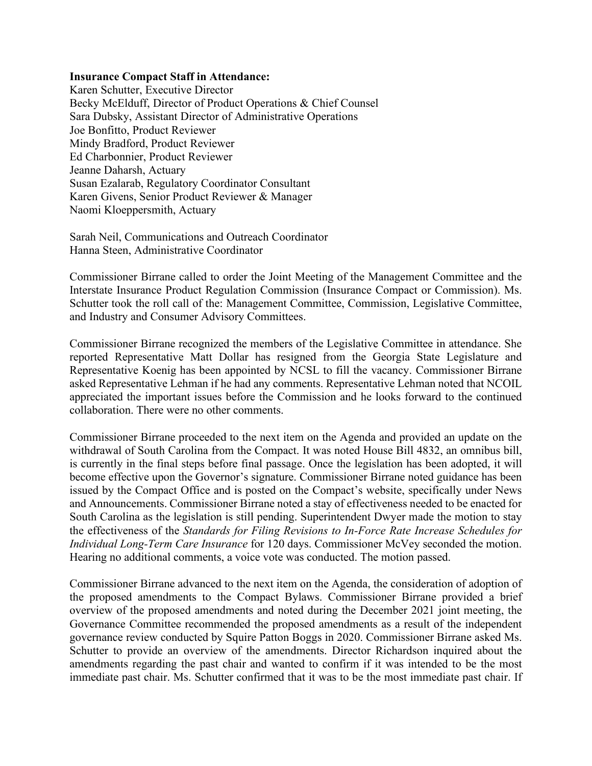**Insurance Compact Staff in Attendance:**
Karen Schutter, Executive Director
Becky McElduff, Director of Product Operations & Chief Counsel
Sara Dubsky, Assistant Director of Administrative Operations
Joe Bonfitto, Product Reviewer
Mindy Bradford, Product Reviewer
Ed Charbonnier, Product Reviewer
Jeanne Daharsh, Actuary
Susan Ezalarab, Regulatory Coordinator Consultant
Karen Givens, Senior Product Reviewer & Manager
Naomi Kloeppersmith, Actuary

Sarah Neil, Communications and Outreach Coordinator
Hanna Steen, Administrative Coordinator

Commissioner Birrane called to order the Joint Meeting of the Management Committee and the Interstate Insurance Product Regulation Commission (Insurance Compact or Commission). Ms. Schutter took the roll call of the: Management Committee, Commission, Legislative Committee, and Industry and Consumer Advisory Committees.

Commissioner Birrane recognized the members of the Legislative Committee in attendance. She reported Representative Matt Dollar has resigned from the Georgia State Legislature and Representative Koenig has been appointed by NCSL to fill the vacancy. Commissioner Birrane asked Representative Lehman if he had any comments. Representative Lehman noted that NCOIL appreciated the important issues before the Commission and he looks forward to the continued collaboration. There were no other comments.

Commissioner Birrane proceeded to the next item on the Agenda and provided an update on the withdrawal of South Carolina from the Compact. It was noted House Bill 4832, an omnibus bill, is currently in the final steps before final passage. Once the legislation has been adopted, it will become effective upon the Governor's signature. Commissioner Birrane noted guidance has been issued by the Compact Office and is posted on the Compact's website, specifically under News and Announcements. Commissioner Birrane noted a stay of effectiveness needed to be enacted for South Carolina as the legislation is still pending. Superintendent Dwyer made the motion to stay the effectiveness of the *Standards for Filing Revisions to In-Force Rate Increase Schedules for Individual Long-Term Care Insurance* for 120 days. Commissioner McVey seconded the motion. Hearing no additional comments, a voice vote was conducted. The motion passed.

Commissioner Birrane advanced to the next item on the Agenda, the consideration of adoption of the proposed amendments to the Compact Bylaws. Commissioner Birrane provided a brief overview of the proposed amendments and noted during the December 2021 joint meeting, the Governance Committee recommended the proposed amendments as a result of the independent governance review conducted by Squire Patton Boggs in 2020. Commissioner Birrane asked Ms. Schutter to provide an overview of the amendments. Director Richardson inquired about the amendments regarding the past chair and wanted to confirm if it was intended to be the most immediate past chair. Ms. Schutter confirmed that it was to be the most immediate past chair. If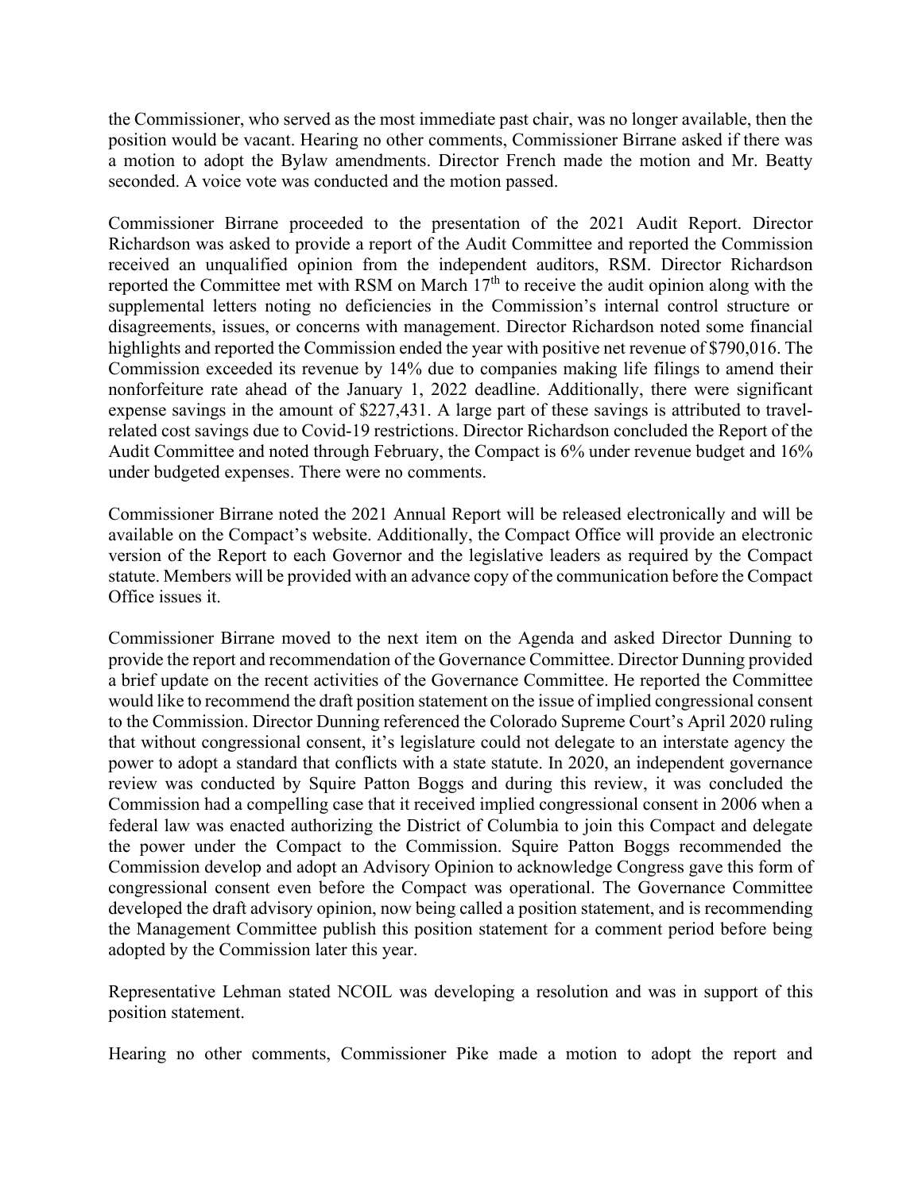the Commissioner, who served as the most immediate past chair, was no longer available, then the position would be vacant. Hearing no other comments, Commissioner Birrane asked if there was a motion to adopt the Bylaw amendments. Director French made the motion and Mr. Beatty seconded. A voice vote was conducted and the motion passed.

Commissioner Birrane proceeded to the presentation of the 2021 Audit Report. Director Richardson was asked to provide a report of the Audit Committee and reported the Commission received an unqualified opinion from the independent auditors, RSM. Director Richardson reported the Committee met with RSM on March 17th to receive the audit opinion along with the supplemental letters noting no deficiencies in the Commission's internal control structure or disagreements, issues, or concerns with management. Director Richardson noted some financial highlights and reported the Commission ended the year with positive net revenue of $790,016. The Commission exceeded its revenue by 14% due to companies making life filings to amend their nonforfeiture rate ahead of the January 1, 2022 deadline. Additionally, there were significant expense savings in the amount of $227,431. A large part of these savings is attributed to travel-related cost savings due to Covid-19 restrictions. Director Richardson concluded the Report of the Audit Committee and noted through February, the Compact is 6% under revenue budget and 16% under budgeted expenses. There were no comments.

Commissioner Birrane noted the 2021 Annual Report will be released electronically and will be available on the Compact's website. Additionally, the Compact Office will provide an electronic version of the Report to each Governor and the legislative leaders as required by the Compact statute. Members will be provided with an advance copy of the communication before the Compact Office issues it.

Commissioner Birrane moved to the next item on the Agenda and asked Director Dunning to provide the report and recommendation of the Governance Committee. Director Dunning provided a brief update on the recent activities of the Governance Committee. He reported the Committee would like to recommend the draft position statement on the issue of implied congressional consent to the Commission. Director Dunning referenced the Colorado Supreme Court's April 2020 ruling that without congressional consent, it's legislature could not delegate to an interstate agency the power to adopt a standard that conflicts with a state statute. In 2020, an independent governance review was conducted by Squire Patton Boggs and during this review, it was concluded the Commission had a compelling case that it received implied congressional consent in 2006 when a federal law was enacted authorizing the District of Columbia to join this Compact and delegate the power under the Compact to the Commission. Squire Patton Boggs recommended the Commission develop and adopt an Advisory Opinion to acknowledge Congress gave this form of congressional consent even before the Compact was operational. The Governance Committee developed the draft advisory opinion, now being called a position statement, and is recommending the Management Committee publish this position statement for a comment period before being adopted by the Commission later this year.

Representative Lehman stated NCOIL was developing a resolution and was in support of this position statement.

Hearing no other comments, Commissioner Pike made a motion to adopt the report and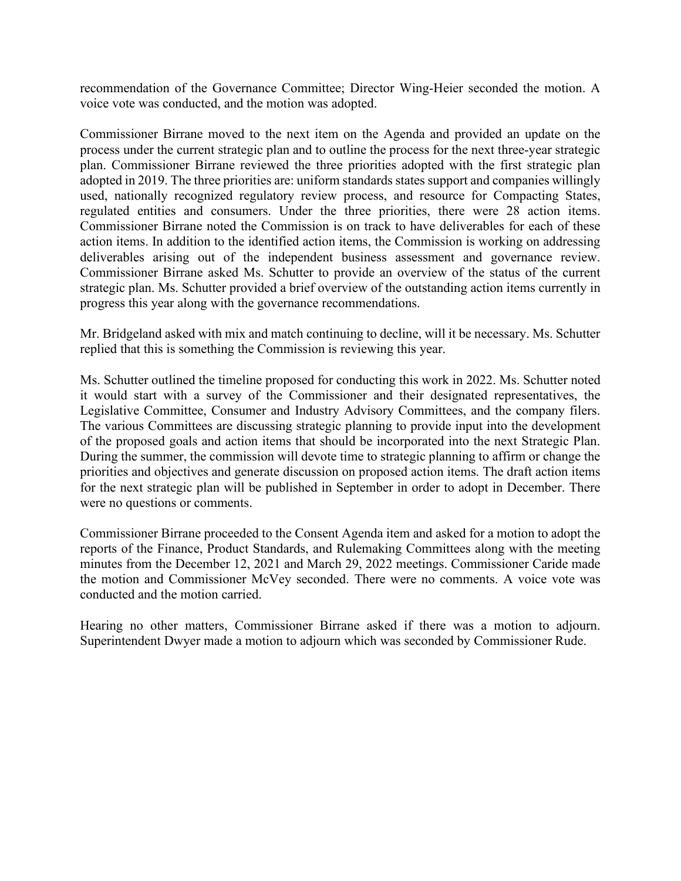recommendation of the Governance Committee; Director Wing-Heier seconded the motion. A voice vote was conducted, and the motion was adopted.

Commissioner Birrane moved to the next item on the Agenda and provided an update on the process under the current strategic plan and to outline the process for the next three-year strategic plan. Commissioner Birrane reviewed the three priorities adopted with the first strategic plan adopted in 2019. The three priorities are: uniform standards states support and companies willingly used, nationally recognized regulatory review process, and resource for Compacting States, regulated entities and consumers. Under the three priorities, there were 28 action items. Commissioner Birrane noted the Commission is on track to have deliverables for each of these action items. In addition to the identified action items, the Commission is working on addressing deliverables arising out of the independent business assessment and governance review. Commissioner Birrane asked Ms. Schutter to provide an overview of the status of the current strategic plan. Ms. Schutter provided a brief overview of the outstanding action items currently in progress this year along with the governance recommendations.

Mr. Bridgeland asked with mix and match continuing to decline, will it be necessary. Ms. Schutter replied that this is something the Commission is reviewing this year.

Ms. Schutter outlined the timeline proposed for conducting this work in 2022. Ms. Schutter noted it would start with a survey of the Commissioner and their designated representatives, the Legislative Committee, Consumer and Industry Advisory Committees, and the company filers. The various Committees are discussing strategic planning to provide input into the development of the proposed goals and action items that should be incorporated into the next Strategic Plan. During the summer, the commission will devote time to strategic planning to affirm or change the priorities and objectives and generate discussion on proposed action items. The draft action items for the next strategic plan will be published in September in order to adopt in December. There were no questions or comments.

Commissioner Birrane proceeded to the Consent Agenda item and asked for a motion to adopt the reports of the Finance, Product Standards, and Rulemaking Committees along with the meeting minutes from the December 12, 2021 and March 29, 2022 meetings. Commissioner Caride made the motion and Commissioner McVey seconded. There were no comments. A voice vote was conducted and the motion carried.

Hearing no other matters, Commissioner Birrane asked if there was a motion to adjourn. Superintendent Dwyer made a motion to adjourn which was seconded by Commissioner Rude.